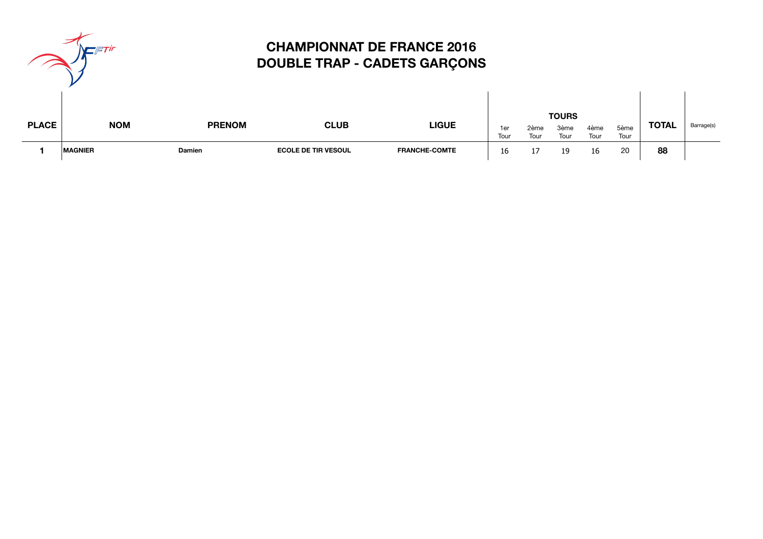# CHAMPIONNAT DE FRANCE 2016
# DOUBLE TRAP - CADETS GARÇONS

| PLACE | NOM | PRENOM | CLUB | LIGUE | TOURS | | | | | TOTAL | Barrage(s) |
|---|---|---|---|---|---|---|---|---|---|---|---|
| | | | | | 1er Tour | 2ème Tour | 3ème Tour | 4ème Tour | 5ème Tour | | |
| 1 | MAGNIER | Damien | ECOLE DE TIR VESOUL | FRANCHE-COMTE | 16 | 17 | 19 | 16 | 20 | 88 | |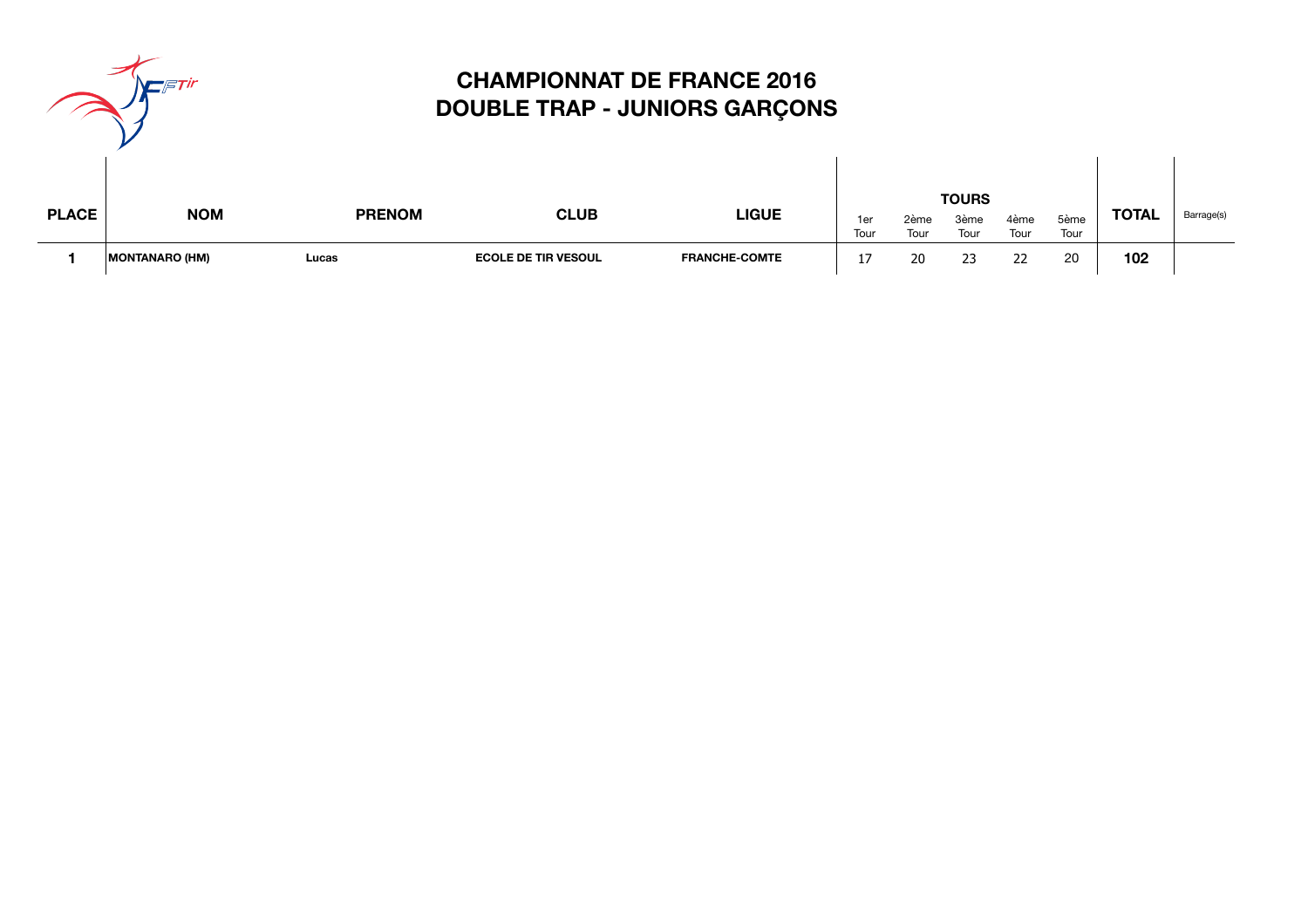# CHAMPIONNAT DE FRANCE 2016
## DOUBLE TRAP - JUNIORS GARÇONS

| PLACE | NOM | PRENOM | CLUB | LIGUE | TOURS | | | | | TOTAL | Barrage(s) |
|---|---|---|---|---|---|---|---|---|---|---|---|
| | | | | | 1er Tour | 2ème Tour | 3ème Tour | 4ème Tour | 5ème Tour | | |
| 1 | MONTANARO (HM) | Lucas | ECOLE DE TIR VESOUL | FRANCHE-COMTE | 17 | 20 | 23 | 22 | 20 | 102 | |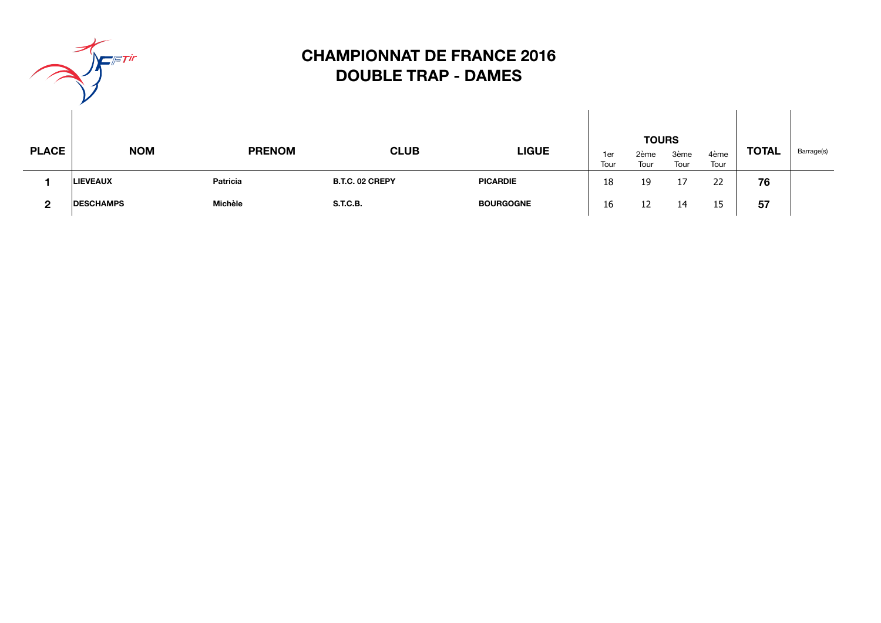# CHAMPIONNAT DE FRANCE 2016
## DOUBLE TRAP - DAMES

| PLACE | NOM | PRENOM | CLUB | LIGUE | TOURS | | | | TOTAL | Barrage(s) |
|---|---|---|---|---|---|---|---|---|---|---|
| | | | | | 1er Tour | 2ème Tour | 3ème Tour | 4ème Tour | | |
| 1 | LIEVEAUX | Patricia | B.T.C. 02 CREPY | PICARDIE | 18 | 19 | 17 | 22 | 76 | |
| 2 | DESCHAMPS | Michèle | S.T.C.B. | BOURGOGNE | 16 | 12 | 14 | 15 | 57 | |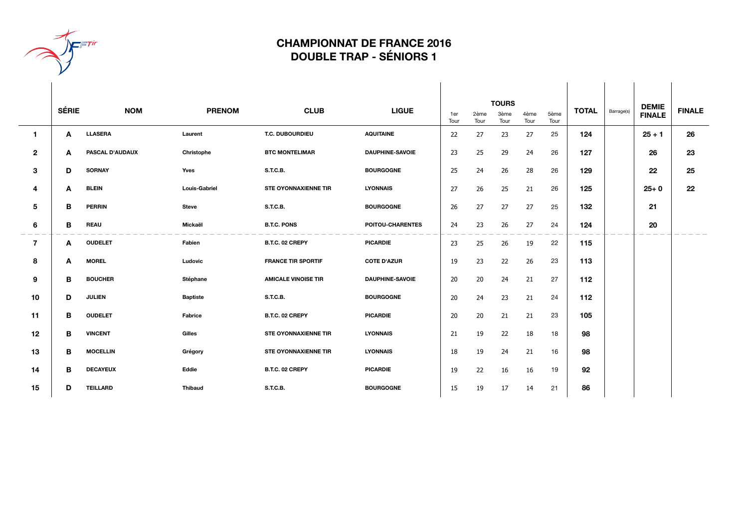# CHAMPIONNAT DE FRANCE 2016
## DOUBLE TRAP - SÉNIORS 1

| | SÉRIE | NOM | PRENOM | CLUB | LIGUE | TOURS 1er Tour | 2ème Tour | 3ème Tour | 4ème Tour | 5ème Tour | TOTAL | Barrage(s) | DEMIE FINALE | FINALE |
|---|---|---|---|---|---|---|---|---|---|---|---|---|---|---|
| 1 | A | LLASERA | Laurent | T.C. DUBOURDIEU | AQUITAINE | 22 | 27 | 23 | 27 | 25 | 124 | | 25 + 1 | 26 |
| 2 | A | PASCAL D'AUDAUX | Christophe | BTC MONTELIMAR | DAUPHINE-SAVOIE | 23 | 25 | 29 | 24 | 26 | 127 | | 26 | 23 |
| 3 | D | SORNAY | Yves | S.T.C.B. | BOURGOGNE | 25 | 24 | 26 | 28 | 26 | 129 | | 22 | 25 |
| 4 | A | BLEIN | Louis-Gabriel | STE OYONNAXIENNE TIR | LYONNAIS | 27 | 26 | 25 | 21 | 26 | 125 | | 25+ 0 | 22 |
| 5 | B | PERRIN | Steve | S.T.C.B. | BOURGOGNE | 26 | 27 | 27 | 27 | 25 | 132 | | 21 | |
| 6 | B | REAU | Mickaël | B.T.C. PONS | POITOU-CHARENTES | 24 | 23 | 26 | 27 | 24 | 124 | | 20 | |
| 7 | A | OUDELET | Fabien | B.T.C. 02 CREPY | PICARDIE | 23 | 25 | 26 | 19 | 22 | 115 | | | |
| 8 | A | MOREL | Ludovic | FRANCE TIR SPORTIF | COTE D'AZUR | 19 | 23 | 22 | 26 | 23 | 113 | | | |
| 9 | B | BOUCHER | Stéphane | AMICALE VINOISE TIR | DAUPHINE-SAVOIE | 20 | 20 | 24 | 21 | 27 | 112 | | | |
| 10 | D | JULIEN | Baptiste | S.T.C.B. | BOURGOGNE | 20 | 24 | 23 | 21 | 24 | 112 | | | |
| 11 | B | OUDELET | Fabrice | B.T.C. 02 CREPY | PICARDIE | 20 | 20 | 21 | 21 | 23 | 105 | | | |
| 12 | B | VINCENT | Gilles | STE OYONNAXIENNE TIR | LYONNAIS | 21 | 19 | 22 | 18 | 18 | 98 | | | |
| 13 | B | MOCELLIN | Grégory | STE OYONNAXIENNE TIR | LYONNAIS | 18 | 19 | 24 | 21 | 16 | 98 | | | |
| 14 | B | DECAYEUX | Eddie | B.T.C. 02 CREPY | PICARDIE | 19 | 22 | 16 | 16 | 19 | 92 | | | |
| 15 | D | TEILLARD | Thibaud | S.T.C.B. | BOURGOGNE | 15 | 19 | 17 | 14 | 21 | 86 | | | |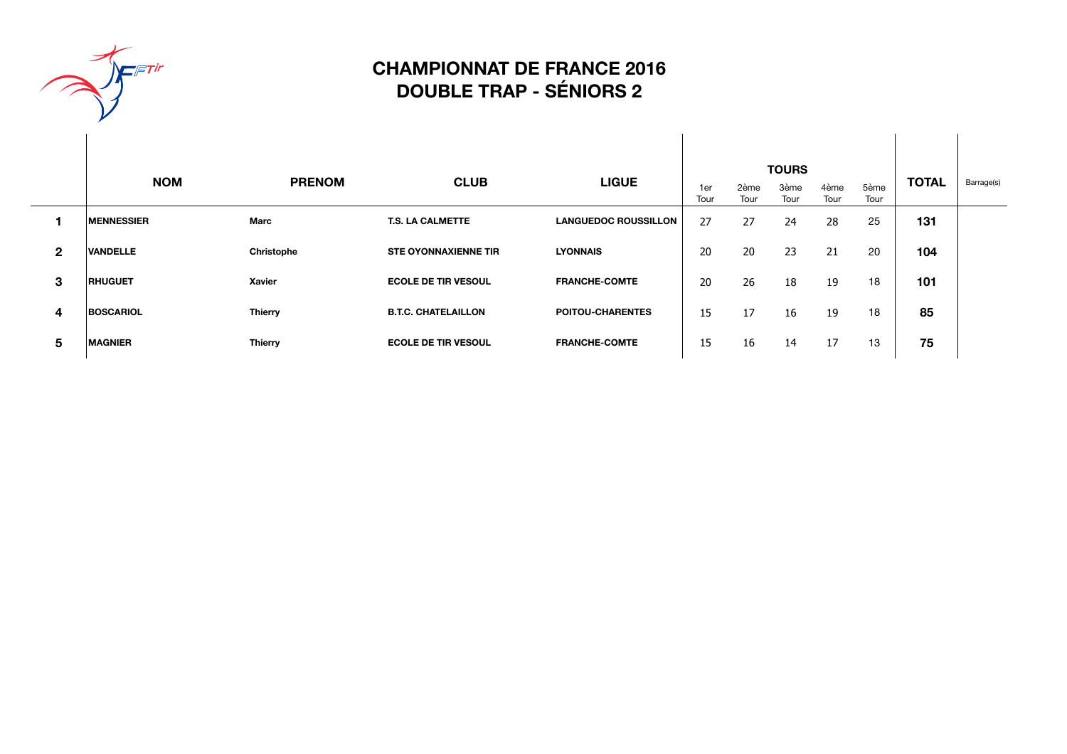# CHAMPIONNAT DE FRANCE 2016
# DOUBLE TRAP - SÉNIORS 2

| | NOM | PRENOM | CLUB | LIGUE | TOURS | | | | | TOTAL | Barrage(s) |
|---|---|---|---|---|---|---|---|---|---|---|---|
| | | | | | 1er Tour | 2ème Tour | 3ème Tour | 4ème Tour | 5ème Tour | | |
| **1** | **MENNESSIER** | **Marc** | **T.S. LA CALMETTE** | **LANGUEDOC ROUSSILLON** | 27 | 27 | 24 | 28 | 25 | **131** | |
| **2** | **VANDELLE** | **Christophe** | **STE OYONNAXIENNE TIR** | **LYONNAIS** | 20 | 20 | 23 | 21 | 20 | **104** | |
| **3** | **RHUGUET** | **Xavier** | **ECOLE DE TIR VESOUL** | **FRANCHE-COMTE** | 20 | 26 | 18 | 19 | 18 | **101** | |
| **4** | **BOSCARIOL** | **Thierry** | **B.T.C. CHATELAILLON** | **POITOU-CHARENTES** | 15 | 17 | 16 | 19 | 18 | **85** | |
| **5** | **MAGNIER** | **Thierry** | **ECOLE DE TIR VESOUL** | **FRANCHE-COMTE** | 15 | 16 | 14 | 17 | 13 | **75** | |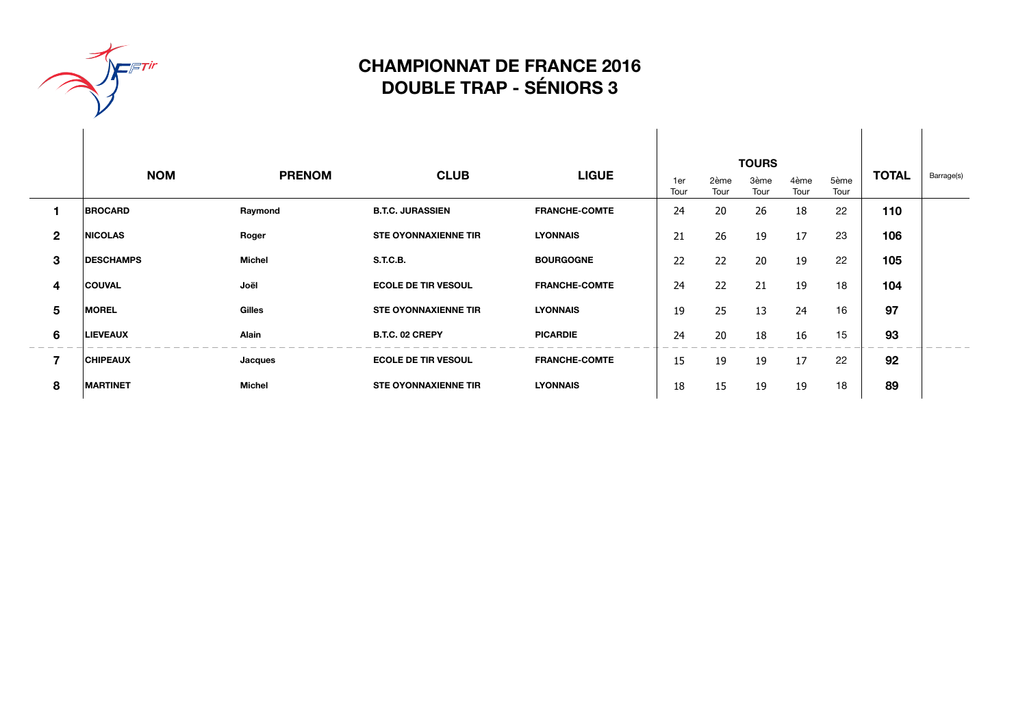# CHAMPIONNAT DE FRANCE 2016
## DOUBLE TRAP - SÉNIORS 3

| | NOM | PRENOM | CLUB | LIGUE | TOURS | | | | | TOTAL | Barrage(s) |
|---|---|---|---|---|---|---|---|---|---|---|---|
| | | | | | 1er Tour | 2ème Tour | 3ème Tour | 4ème Tour | 5ème Tour | | |
| 1 | BROCARD | Raymond | B.T.C. JURASSIEN | FRANCHE-COMTE | 24 | 20 | 26 | 18 | 22 | 110 | |
| 2 | NICOLAS | Roger | STE OYONNAXIENNE TIR | LYONNAIS | 21 | 26 | 19 | 17 | 23 | 106 | |
| 3 | DESCHAMPS | Michel | S.T.C.B. | BOURGOGNE | 22 | 22 | 20 | 19 | 22 | 105 | |
| 4 | COUVAL | Joël | ECOLE DE TIR VESOUL | FRANCHE-COMTE | 24 | 22 | 21 | 19 | 18 | 104 | |
| 5 | MOREL | Gilles | STE OYONNAXIENNE TIR | LYONNAIS | 19 | 25 | 13 | 24 | 16 | 97 | |
| 6 | LIEVEAUX | Alain | B.T.C. 02 CREPY | PICARDIE | 24 | 20 | 18 | 16 | 15 | 93 | |
| 7 | CHIPEAUX | Jacques | ECOLE DE TIR VESOUL | FRANCHE-COMTE | 15 | 19 | 19 | 17 | 22 | 92 | |
| 8 | MARTINET | Michel | STE OYONNAXIENNE TIR | LYONNAIS | 18 | 15 | 19 | 19 | 18 | 89 | |